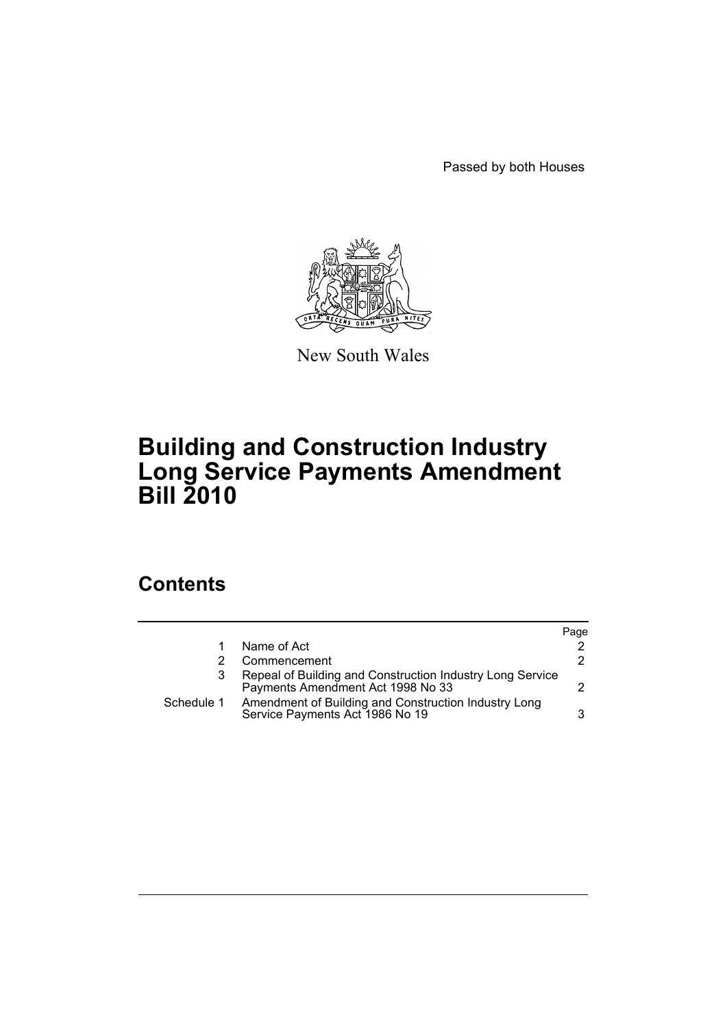Passed by both Houses

New South Wales

# Building and Construction Industry Long Service Payments Amendment Bill 2010

## Contents

| | | Page |
|---|---|---|
| 1 | Name of Act | 2 |
| 2 | Commencement | 2 |
| 3 | Repeal of Building and Construction Industry Long Service Payments Amendment Act 1998 No 33 | 2 |
| Schedule 1 | Amendment of Building and Construction Industry Long Service Payments Act 1986 No 19 | 3 |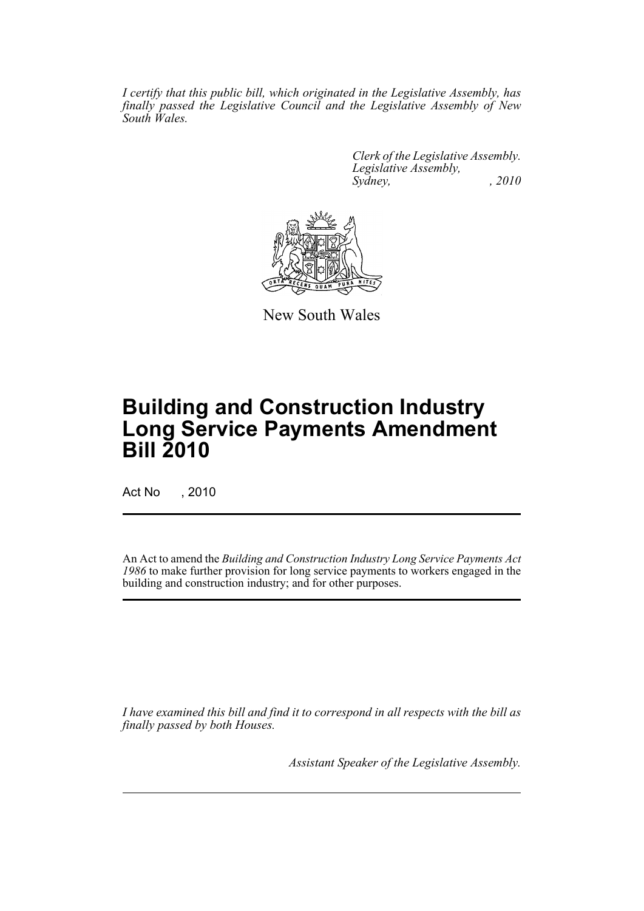*I certify that this public bill, which originated in the Legislative Assembly, has finally passed the Legislative Council and the Legislative Assembly of New South Wales.*

*Clerk of the Legislative Assembly.*
*Legislative Assembly,*
*Sydney, , 2010*

New South Wales

# Building and Construction Industry Long Service Payments Amendment Bill 2010

Act No , 2010

An Act to amend the *Building and Construction Industry Long Service Payments Act 1986* to make further provision for long service payments to workers engaged in the building and construction industry; and for other purposes.

*I have examined this bill and find it to correspond in all respects with the bill as finally passed by both Houses.*

*Assistant Speaker of the Legislative Assembly.*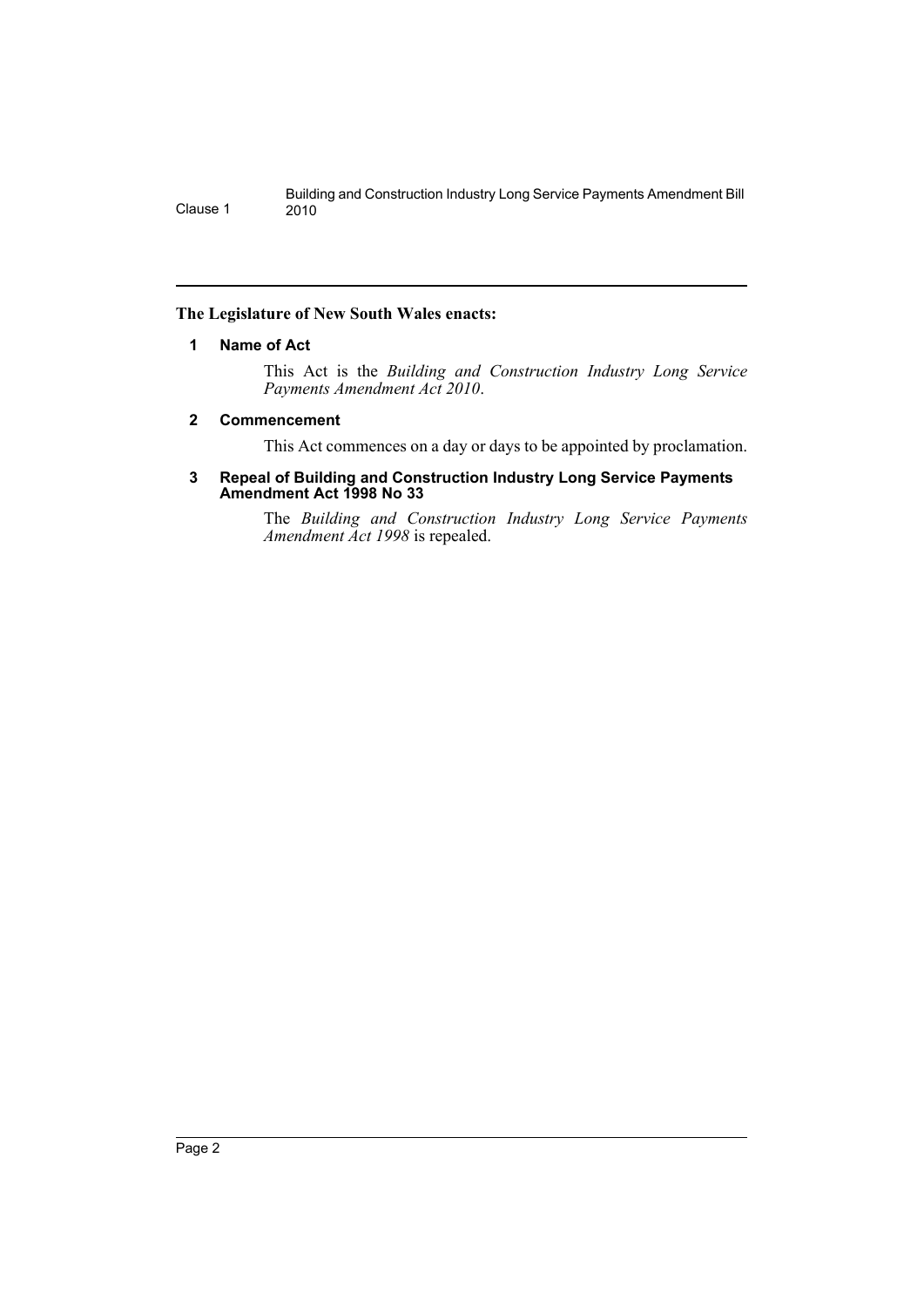**The Legislature of New South Wales enacts:**

## 1 Name of Act

This Act is the *Building and Construction Industry Long Service Payments Amendment Act 2010*.

## 2 Commencement

This Act commences on a day or days to be appointed by proclamation.

## 3 Repeal of Building and Construction Industry Long Service Payments Amendment Act 1998 No 33

The *Building and Construction Industry Long Service Payments Amendment Act 1998* is repealed.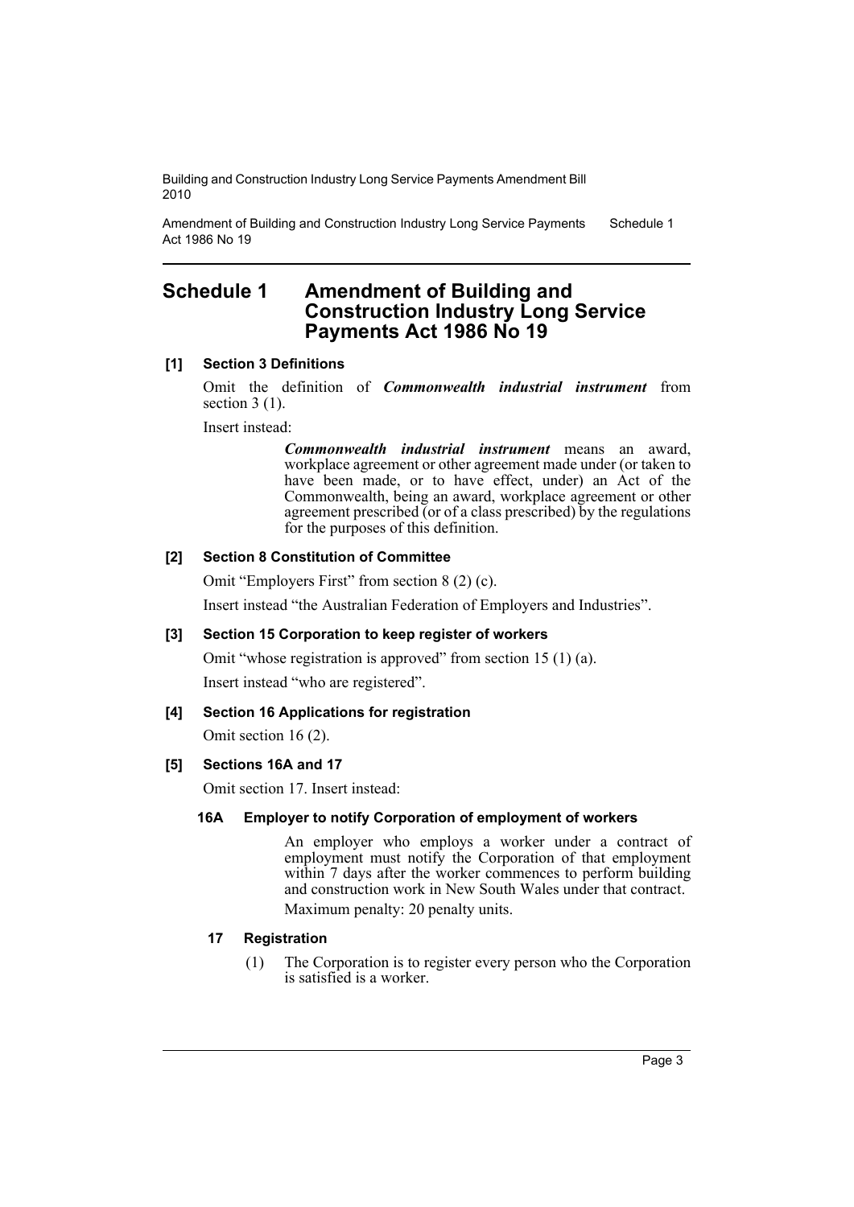# Schedule 1 Amendment of Building and Construction Industry Long Service Payments Act 1986 No 19

**[1] Section 3 Definitions**

Omit the definition of ***Commonwealth industrial instrument*** from section 3 (1).

Insert instead:

> ***Commonwealth industrial instrument*** means an award, workplace agreement or other agreement made under (or taken to have been made, or to have effect, under) an Act of the Commonwealth, being an award, workplace agreement or other agreement prescribed (or of a class prescribed) by the regulations for the purposes of this definition.

**[2] Section 8 Constitution of Committee**

Omit "Employers First" from section 8 (2) (c).

Insert instead "the Australian Federation of Employers and Industries".

**[3] Section 15 Corporation to keep register of workers**

Omit "whose registration is approved" from section 15 (1) (a).

Insert instead "who are registered".

**[4] Section 16 Applications for registration**

Omit section 16 (2).

**[5] Sections 16A and 17**

Omit section 17. Insert instead:

**16A Employer to notify Corporation of employment of workers**

An employer who employs a worker under a contract of employment must notify the Corporation of that employment within 7 days after the worker commences to perform building and construction work in New South Wales under that contract.

Maximum penalty: 20 penalty units.

**17 Registration**

(1) The Corporation is to register every person who the Corporation is satisfied is a worker.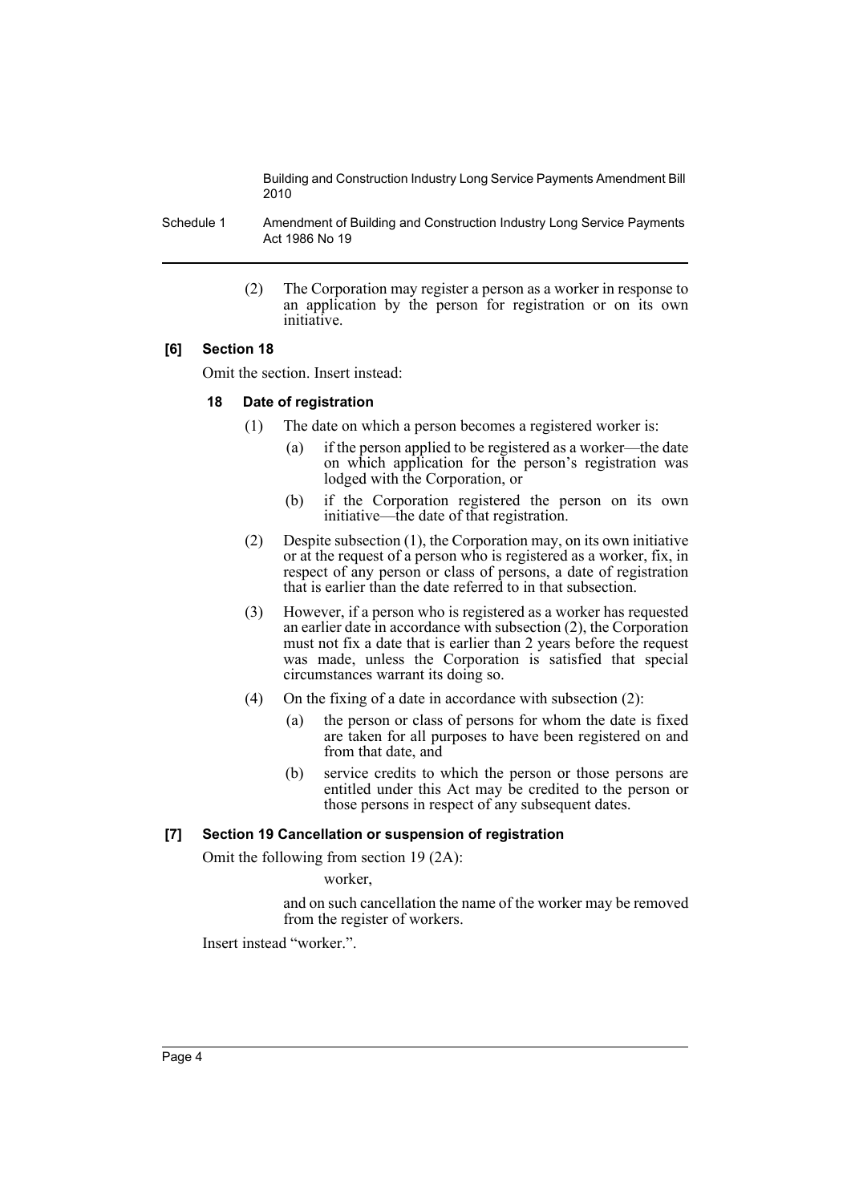(2) The Corporation may register a person as a worker in response to an application by the person for registration or on its own initiative.

**[6] Section 18**

Omit the section. Insert instead:

**18 Date of registration**

(1) The date on which a person becomes a registered worker is:

(a) if the person applied to be registered as a worker—the date on which application for the person's registration was lodged with the Corporation, or

(b) if the Corporation registered the person on its own initiative—the date of that registration.

(2) Despite subsection (1), the Corporation may, on its own initiative or at the request of a person who is registered as a worker, fix, in respect of any person or class of persons, a date of registration that is earlier than the date referred to in that subsection.

(3) However, if a person who is registered as a worker has requested an earlier date in accordance with subsection (2), the Corporation must not fix a date that is earlier than 2 years before the request was made, unless the Corporation is satisfied that special circumstances warrant its doing so.

(4) On the fixing of a date in accordance with subsection (2):

(a) the person or class of persons for whom the date is fixed are taken for all purposes to have been registered on and from that date, and

(b) service credits to which the person or those persons are entitled under this Act may be credited to the person or those persons in respect of any subsequent dates.

**[7] Section 19 Cancellation or suspension of registration**

Omit the following from section 19 (2A):

worker,

and on such cancellation the name of the worker may be removed from the register of workers.

Insert instead "worker.".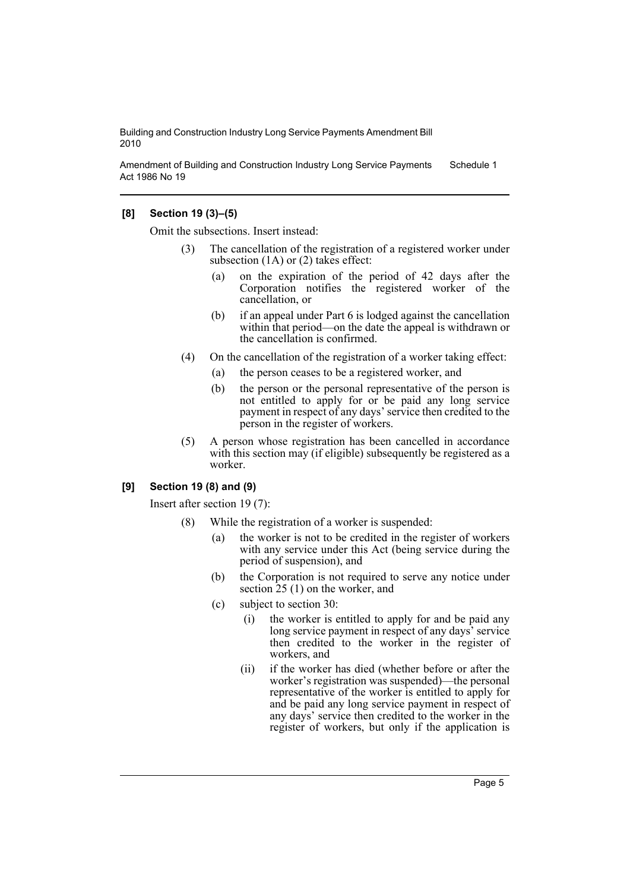### [8] Section 19 (3)–(5)

Omit the subsections. Insert instead:

(3) The cancellation of the registration of a registered worker under subsection (1A) or (2) takes effect:

- (a) on the expiration of the period of 42 days after the Corporation notifies the registered worker of the cancellation, or
- (b) if an appeal under Part 6 is lodged against the cancellation within that period—on the date the appeal is withdrawn or the cancellation is confirmed.

(4) On the cancellation of the registration of a worker taking effect:

- (a) the person ceases to be a registered worker, and
- (b) the person or the personal representative of the person is not entitled to apply for or be paid any long service payment in respect of any days' service then credited to the person in the register of workers.

(5) A person whose registration has been cancelled in accordance with this section may (if eligible) subsequently be registered as a worker.

### [9] Section 19 (8) and (9)

Insert after section 19 (7):

(8) While the registration of a worker is suspended:

- (a) the worker is not to be credited in the register of workers with any service under this Act (being service during the period of suspension), and
- (b) the Corporation is not required to serve any notice under section 25 (1) on the worker, and
- (c) subject to section 30:
  - (i) the worker is entitled to apply for and be paid any long service payment in respect of any days' service then credited to the worker in the register of workers, and
  - (ii) if the worker has died (whether before or after the worker's registration was suspended)—the personal representative of the worker is entitled to apply for and be paid any long service payment in respect of any days' service then credited to the worker in the register of workers, but only if the application is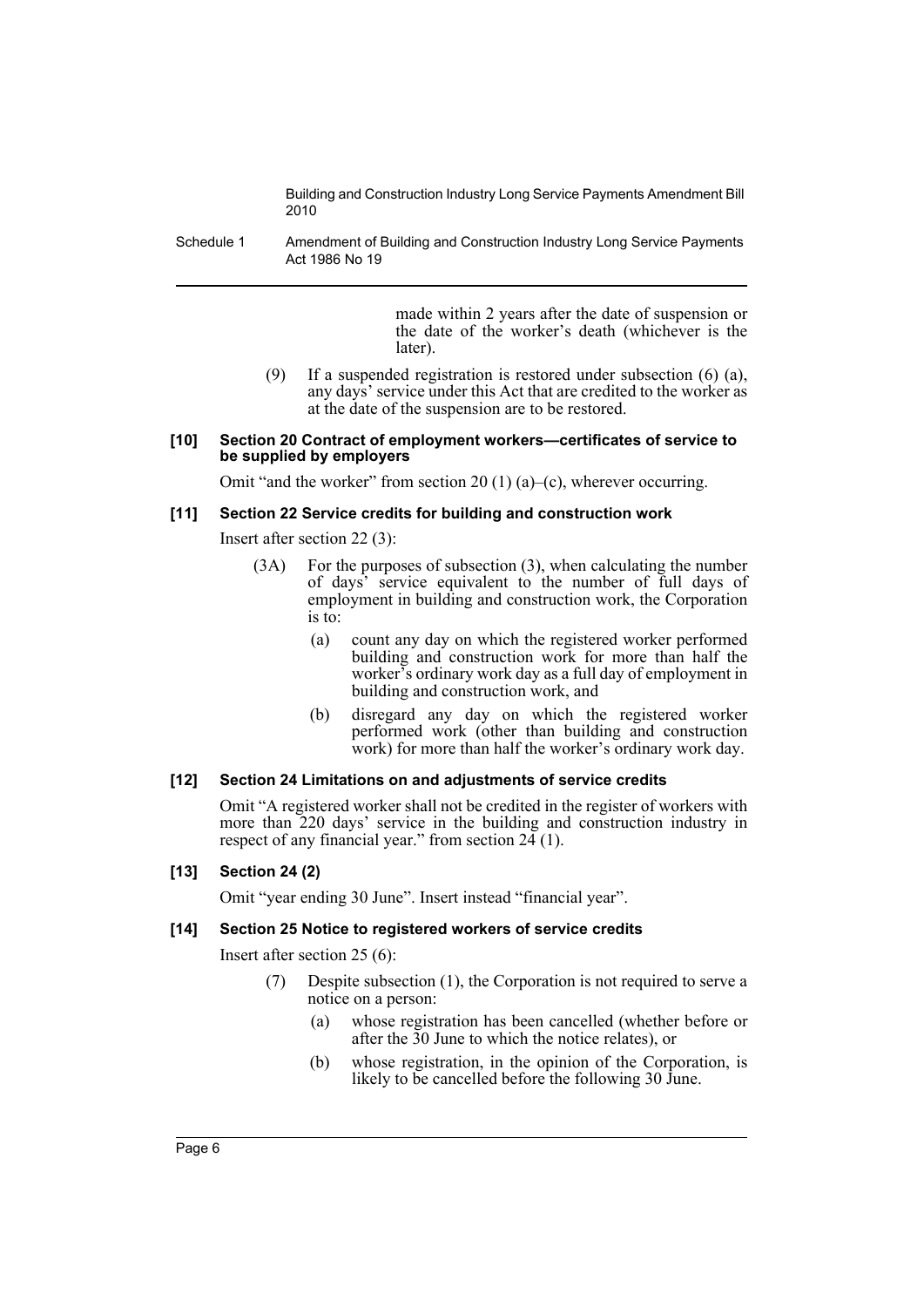made within 2 years after the date of suspension or the date of the worker's death (whichever is the later).

(9) If a suspended registration is restored under subsection (6) (a), any days' service under this Act that are credited to the worker as at the date of the suspension are to be restored.

#### [10] Section 20 Contract of employment workers—certificates of service to be supplied by employers

Omit "and the worker" from section 20 (1) (a)–(c), wherever occurring.

#### [11] Section 22 Service credits for building and construction work

Insert after section 22 (3):

(3A) For the purposes of subsection (3), when calculating the number of days' service equivalent to the number of full days of employment in building and construction work, the Corporation is to:

(a) count any day on which the registered worker performed building and construction work for more than half the worker's ordinary work day as a full day of employment in building and construction work, and

(b) disregard any day on which the registered worker performed work (other than building and construction work) for more than half the worker's ordinary work day.

#### [12] Section 24 Limitations on and adjustments of service credits

Omit "A registered worker shall not be credited in the register of workers with more than 220 days' service in the building and construction industry in respect of any financial year." from section 24 (1).

#### [13] Section 24 (2)

Omit "year ending 30 June". Insert instead "financial year".

#### [14] Section 25 Notice to registered workers of service credits

Insert after section 25 (6):

(7) Despite subsection (1), the Corporation is not required to serve a notice on a person:

(a) whose registration has been cancelled (whether before or after the 30 June to which the notice relates), or

(b) whose registration, in the opinion of the Corporation, is likely to be cancelled before the following 30 June.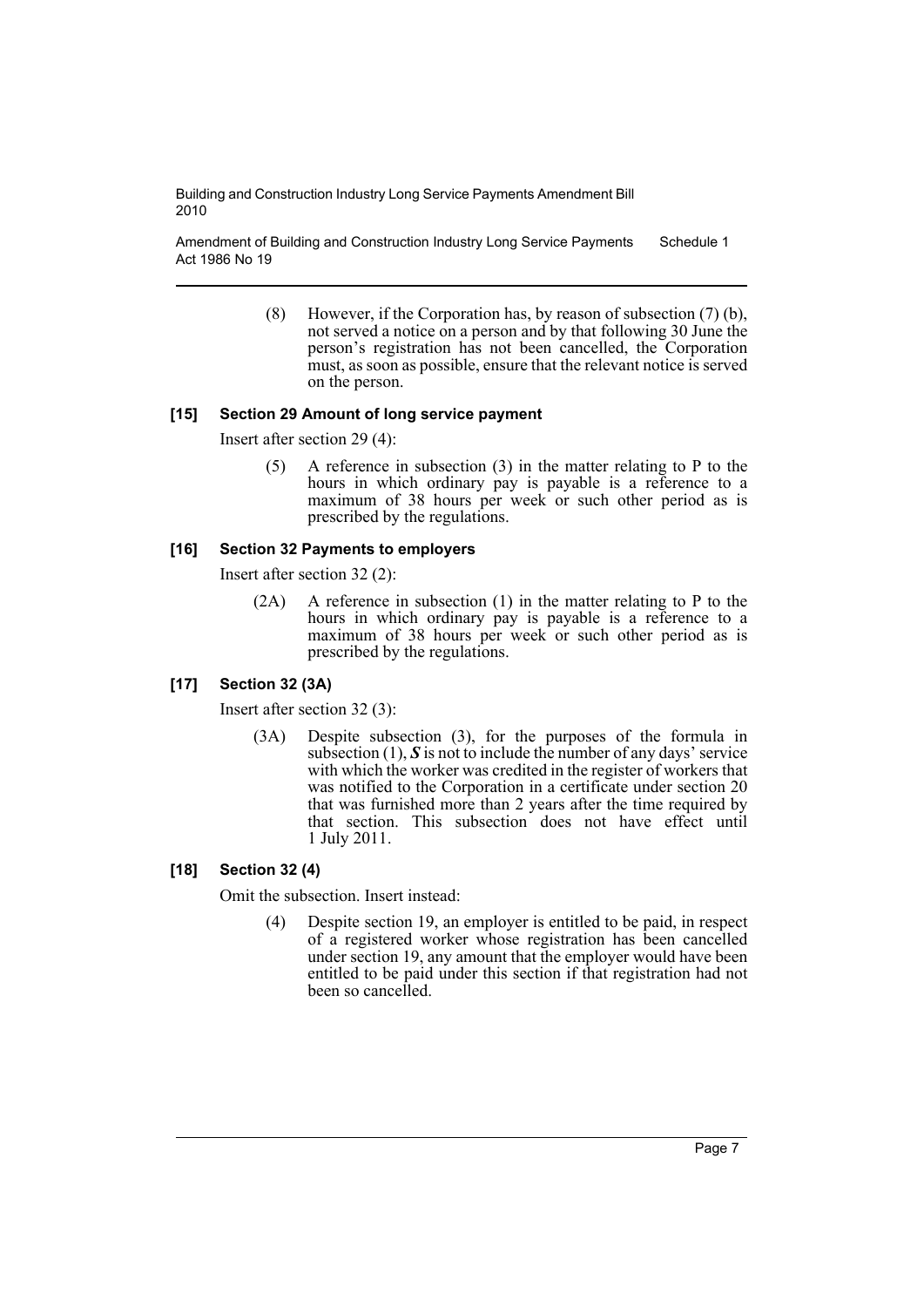(8) However, if the Corporation has, by reason of subsection (7) (b), not served a notice on a person and by that following 30 June the person's registration has not been cancelled, the Corporation must, as soon as possible, ensure that the relevant notice is served on the person.

### [15] Section 29 Amount of long service payment

Insert after section 29 (4):

(5) A reference in subsection (3) in the matter relating to P to the hours in which ordinary pay is payable is a reference to a maximum of 38 hours per week or such other period as is prescribed by the regulations.

### [16] Section 32 Payments to employers

Insert after section 32 (2):

(2A) A reference in subsection (1) in the matter relating to P to the hours in which ordinary pay is payable is a reference to a maximum of 38 hours per week or such other period as is prescribed by the regulations.

### [17] Section 32 (3A)

Insert after section 32 (3):

(3A) Despite subsection (3), for the purposes of the formula in subsection (1), ***S*** is not to include the number of any days' service with which the worker was credited in the register of workers that was notified to the Corporation in a certificate under section 20 that was furnished more than 2 years after the time required by that section. This subsection does not have effect until 1 July 2011.

### [18] Section 32 (4)

Omit the subsection. Insert instead:

(4) Despite section 19, an employer is entitled to be paid, in respect of a registered worker whose registration has been cancelled under section 19, any amount that the employer would have been entitled to be paid under this section if that registration had not been so cancelled.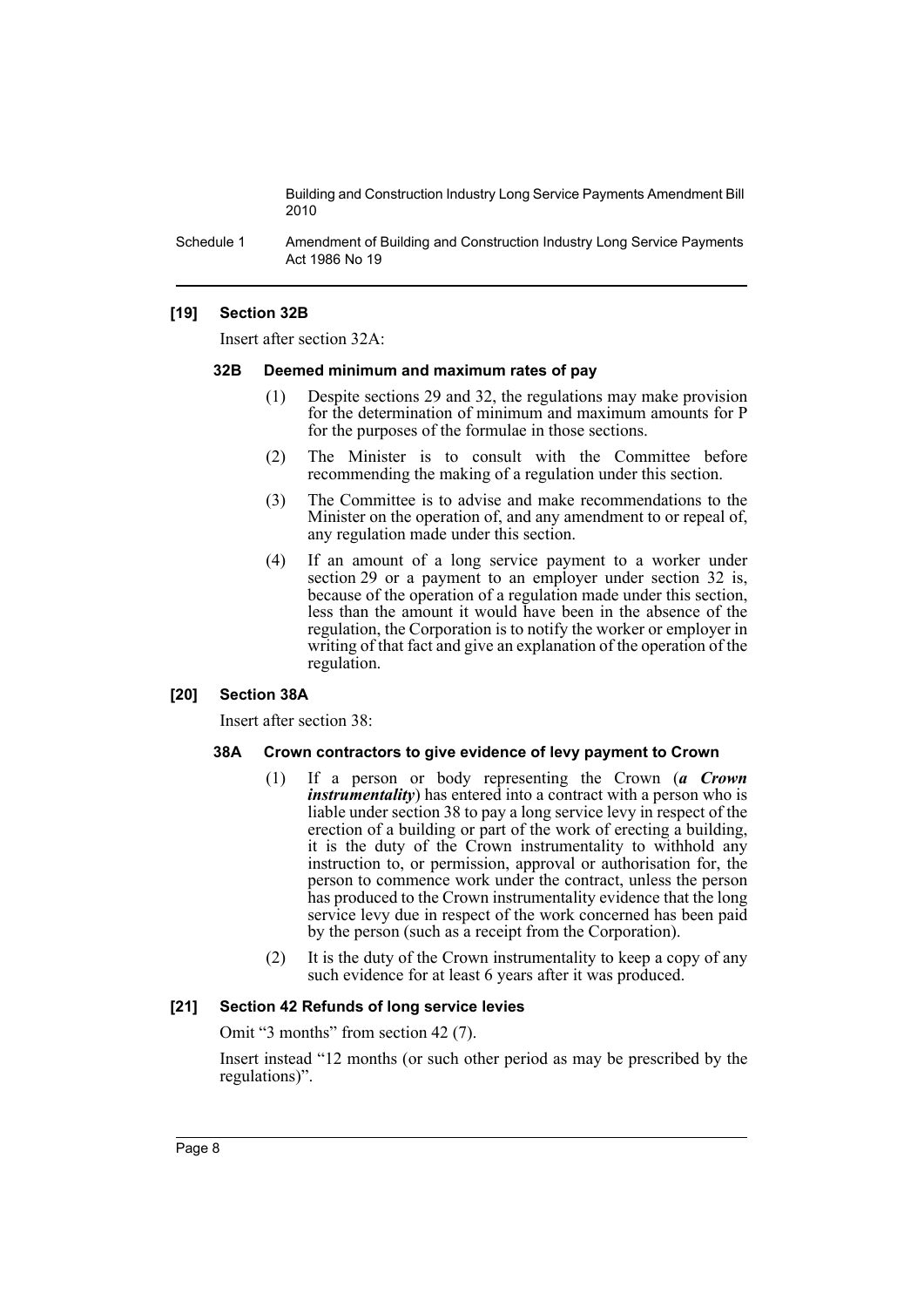### [19] Section 32B

Insert after section 32A:

#### 32B Deemed minimum and maximum rates of pay

(1) Despite sections 29 and 32, the regulations may make provision for the determination of minimum and maximum amounts for P for the purposes of the formulae in those sections.

(2) The Minister is to consult with the Committee before recommending the making of a regulation under this section.

(3) The Committee is to advise and make recommendations to the Minister on the operation of, and any amendment to or repeal of, any regulation made under this section.

(4) If an amount of a long service payment to a worker under section 29 or a payment to an employer under section 32 is, because of the operation of a regulation made under this section, less than the amount it would have been in the absence of the regulation, the Corporation is to notify the worker or employer in writing of that fact and give an explanation of the operation of the regulation.

### [20] Section 38A

Insert after section 38:

#### 38A Crown contractors to give evidence of levy payment to Crown

(1) If a person or body representing the Crown (***a Crown instrumentality***) has entered into a contract with a person who is liable under section 38 to pay a long service levy in respect of the erection of a building or part of the work of erecting a building, it is the duty of the Crown instrumentality to withhold any instruction to, or permission, approval or authorisation for, the person to commence work under the contract, unless the person has produced to the Crown instrumentality evidence that the long service levy due in respect of the work concerned has been paid by the person (such as a receipt from the Corporation).

(2) It is the duty of the Crown instrumentality to keep a copy of any such evidence for at least 6 years after it was produced.

### [21] Section 42 Refunds of long service levies

Omit "3 months" from section 42 (7).

Insert instead "12 months (or such other period as may be prescribed by the regulations)".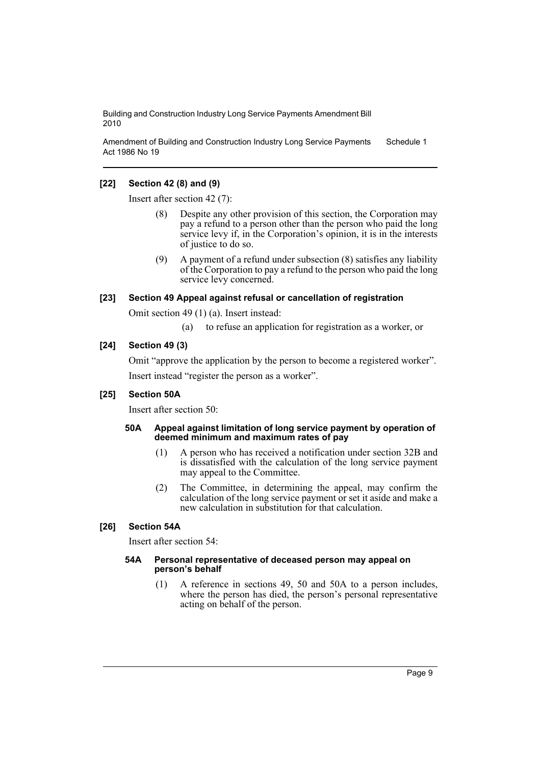**[22] Section 42 (8) and (9)**

Insert after section 42 (7):

> (8) Despite any other provision of this section, the Corporation may pay a refund to a person other than the person who paid the long service levy if, in the Corporation's opinion, it is in the interests of justice to do so.
>
> (9) A payment of a refund under subsection (8) satisfies any liability of the Corporation to pay a refund to the person who paid the long service levy concerned.

**[23] Section 49 Appeal against refusal or cancellation of registration**

Omit section 49 (1) (a). Insert instead:

> (a) to refuse an application for registration as a worker, or

**[24] Section 49 (3)**

Omit "approve the application by the person to become a registered worker".

Insert instead "register the person as a worker".

**[25] Section 50A**

Insert after section 50:

> **50A Appeal against limitation of long service payment by operation of deemed minimum and maximum rates of pay**
>
> (1) A person who has received a notification under section 32B and is dissatisfied with the calculation of the long service payment may appeal to the Committee.
>
> (2) The Committee, in determining the appeal, may confirm the calculation of the long service payment or set it aside and make a new calculation in substitution for that calculation.

**[26] Section 54A**

Insert after section 54:

> **54A Personal representative of deceased person may appeal on person's behalf**
>
> (1) A reference in sections 49, 50 and 50A to a person includes, where the person has died, the person's personal representative acting on behalf of the person.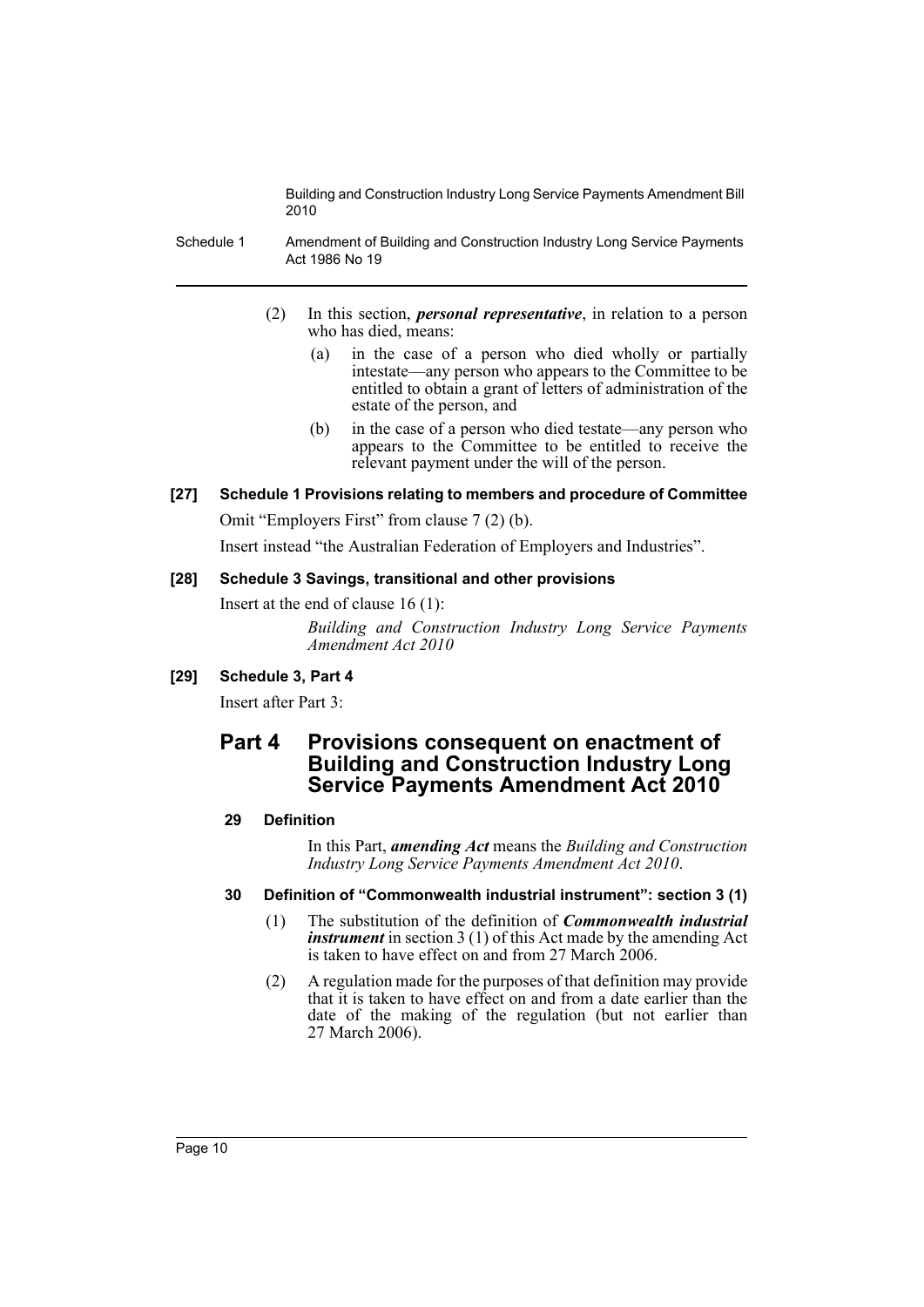(2) In this section, ***personal representative***, in relation to a person who has died, means:

(a) in the case of a person who died wholly or partially intestate—any person who appears to the Committee to be entitled to obtain a grant of letters of administration of the estate of the person, and

(b) in the case of a person who died testate—any person who appears to the Committee to be entitled to receive the relevant payment under the will of the person.

#### [27] Schedule 1 Provisions relating to members and procedure of Committee

Omit "Employers First" from clause 7 (2) (b).

Insert instead "the Australian Federation of Employers and Industries".

#### [28] Schedule 3 Savings, transitional and other provisions

Insert at the end of clause 16 (1):

*Building and Construction Industry Long Service Payments Amendment Act 2010*

#### [29] Schedule 3, Part 4

Insert after Part 3:

## Part 4 Provisions consequent on enactment of Building and Construction Industry Long Service Payments Amendment Act 2010

### 29 Definition

In this Part, ***amending Act*** means the *Building and Construction Industry Long Service Payments Amendment Act 2010*.

### 30 Definition of "Commonwealth industrial instrument": section 3 (1)

(1) The substitution of the definition of ***Commonwealth industrial instrument*** in section 3 (1) of this Act made by the amending Act is taken to have effect on and from 27 March 2006.

(2) A regulation made for the purposes of that definition may provide that it is taken to have effect on and from a date earlier than the date of the making of the regulation (but not earlier than 27 March 2006).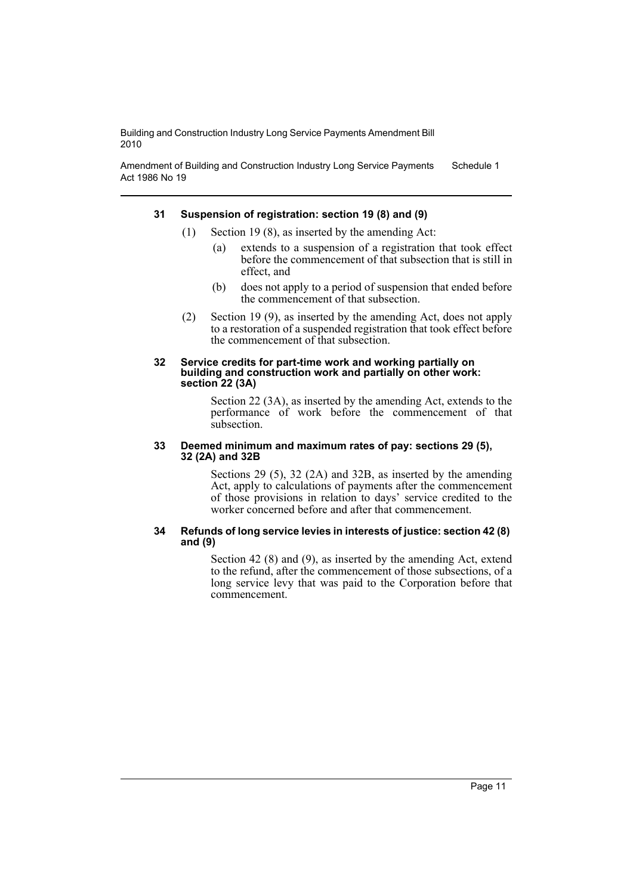#### 31 Suspension of registration: section 19 (8) and (9)

(1) Section 19 (8), as inserted by the amending Act:

- (a) extends to a suspension of a registration that took effect before the commencement of that subsection that is still in effect, and
- (b) does not apply to a period of suspension that ended before the commencement of that subsection.

(2) Section 19 (9), as inserted by the amending Act, does not apply to a restoration of a suspended registration that took effect before the commencement of that subsection.

#### 32 Service credits for part-time work and working partially on building and construction work and partially on other work: section 22 (3A)

Section 22 (3A), as inserted by the amending Act, extends to the performance of work before the commencement of that subsection.

#### 33 Deemed minimum and maximum rates of pay: sections 29 (5), 32 (2A) and 32B

Sections 29 (5), 32 (2A) and 32B, as inserted by the amending Act, apply to calculations of payments after the commencement of those provisions in relation to days' service credited to the worker concerned before and after that commencement.

#### 34 Refunds of long service levies in interests of justice: section 42 (8) and (9)

Section 42 (8) and (9), as inserted by the amending Act, extend to the refund, after the commencement of those subsections, of a long service levy that was paid to the Corporation before that commencement.